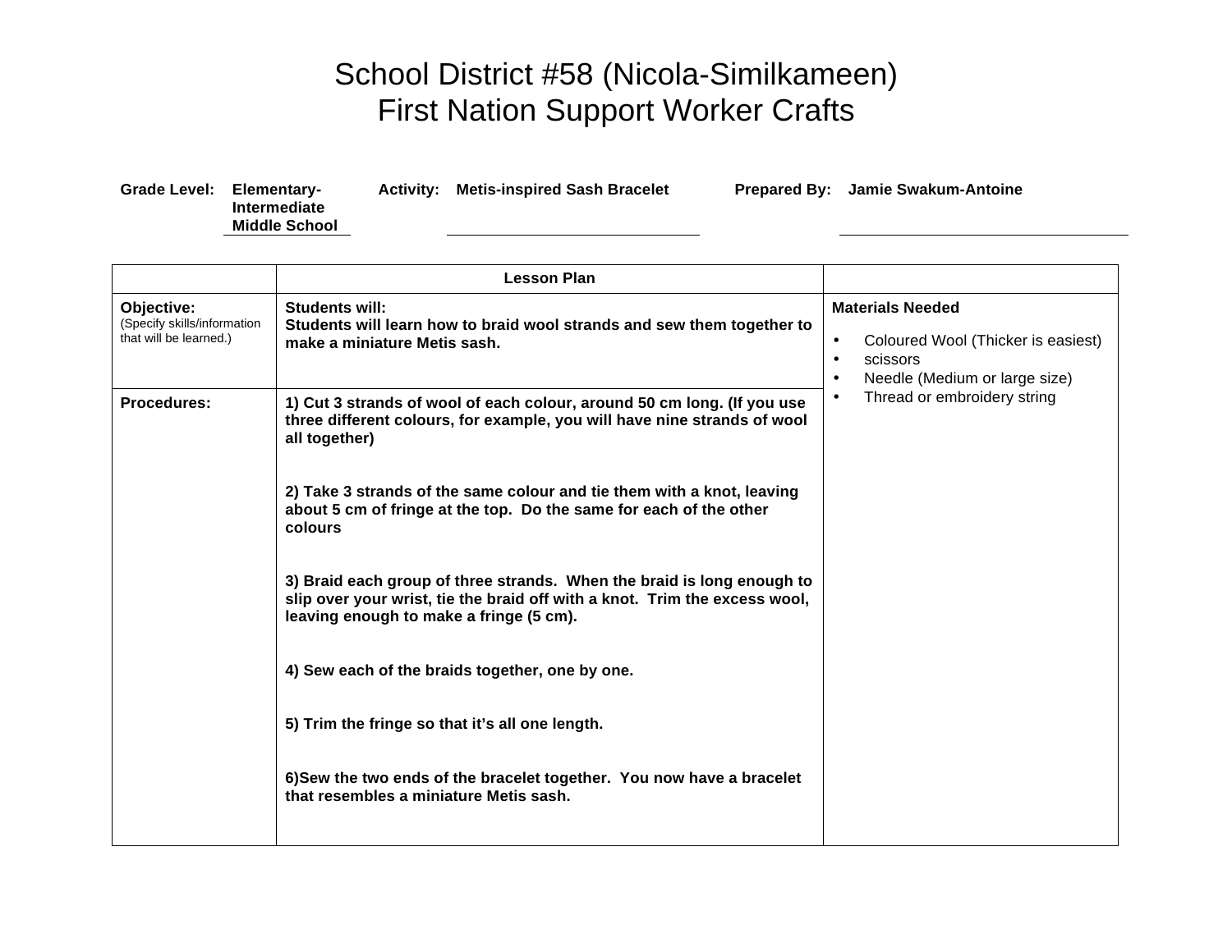# School District #58 (Nicola-Similkameen)
# First Nation Support Worker Crafts

**Grade Level:** Elementary-Intermediate Middle School  **Activity:** Metis-inspired Sash Bracelet  **Prepared By:** Jamie Swakum-Antoine

| | Lesson Plan | |
|---|---|---|
| **Objective:**<br>(Specify skills/information that will be learned.) | **Students will:**<br>**Students will learn how to braid wool strands and sew them together to make a miniature Metis sash.** | **Materials Needed**<br><br>• Coloured Wool (Thicker is easiest)<br>• scissors<br>• Needle (Medium or large size)<br>• Thread or embroidery string |
| **Procedures:** | **1) Cut 3 strands of wool of each colour, around 50 cm long. (If you use three different colours, for example, you will have nine strands of wool all together)**<br><br>**2) Take 3 strands of the same colour and tie them with a knot, leaving about 5 cm of fringe at the top. Do the same for each of the other colours**<br><br>**3) Braid each group of three strands. When the braid is long enough to slip over your wrist, tie the braid off with a knot. Trim the excess wool, leaving enough to make a fringe (5 cm).**<br><br>**4) Sew each of the braids together, one by one.**<br><br>**5) Trim the fringe so that it's all one length.**<br><br>**6)Sew the two ends of the bracelet together. You now have a bracelet that resembles a miniature Metis sash.** | |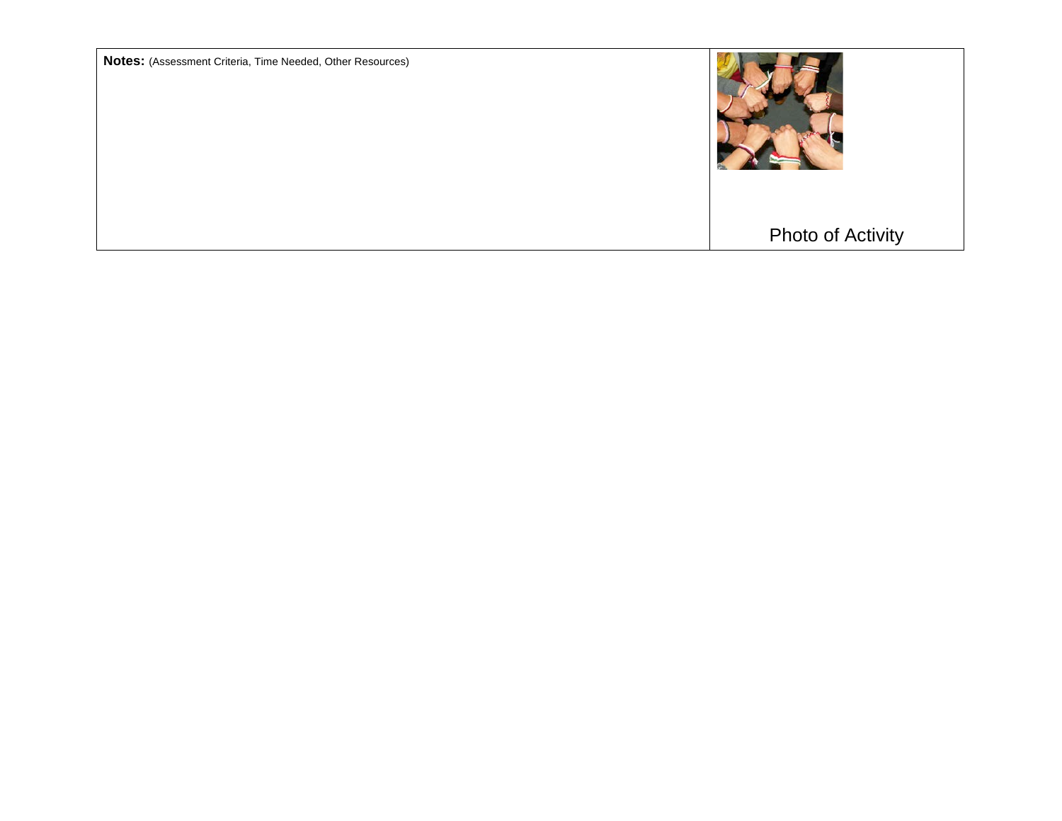| | |
|---|---|
| **Notes:** (Assessment Criteria, Time Needed, Other Resources) | Photo of Activity |